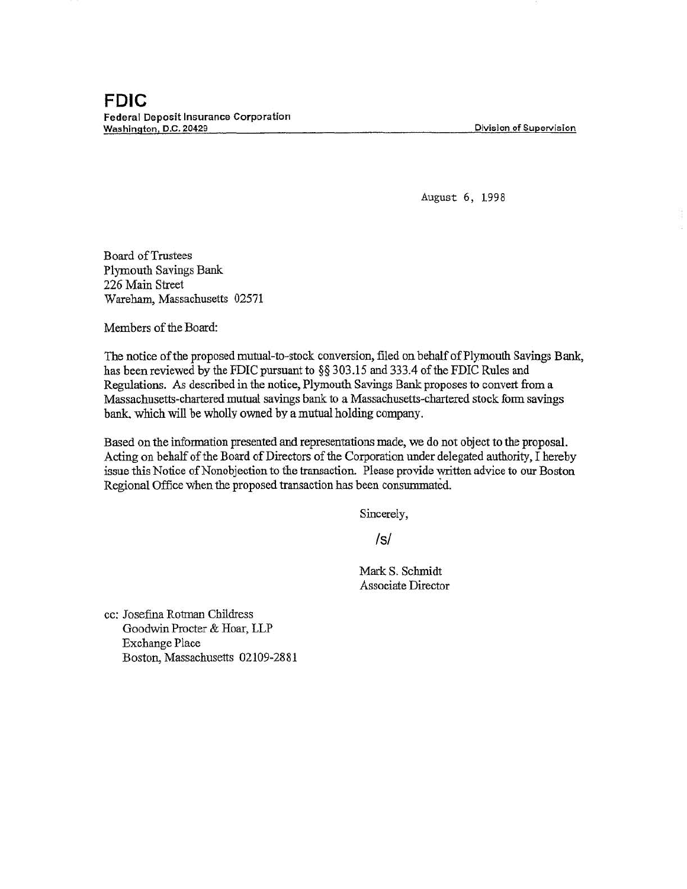# FDIC

**Federal Deposit Insurance Corporation**
Washington, D.C. 20429

Division of Supervision

August 6, 1998

Board of Trustees
Plymouth Savings Bank
226 Main Street
Wareham, Massachusetts 02571

Members of the Board:

The notice of the proposed mutual-to-stock conversion, filed on behalf of Plymouth Savings Bank, has been reviewed by the FDIC pursuant to §§ 303.15 and 333.4 of the FDIC Rules and Regulations. As described in the notice, Plymouth Savings Bank proposes to convert from a Massachusetts-chartered mutual savings bank to a Massachusetts-chartered stock form savings bank, which will be wholly owned by a mutual holding company.

Based on the information presented and representations made, we do not object to the proposal. Acting on behalf of the Board of Directors of the Corporation under delegated authority, I hereby issue this Notice of Nonobjection to the transaction. Please provide written advice to our Boston Regional Office when the proposed transaction has been consummated.

Sincerely,

/s/

Mark S. Schmidt
Associate Director

cc: Josefina Rotman Childress
Goodwin Procter & Hoar, LLP
Exchange Place
Boston, Massachusetts 02109-2881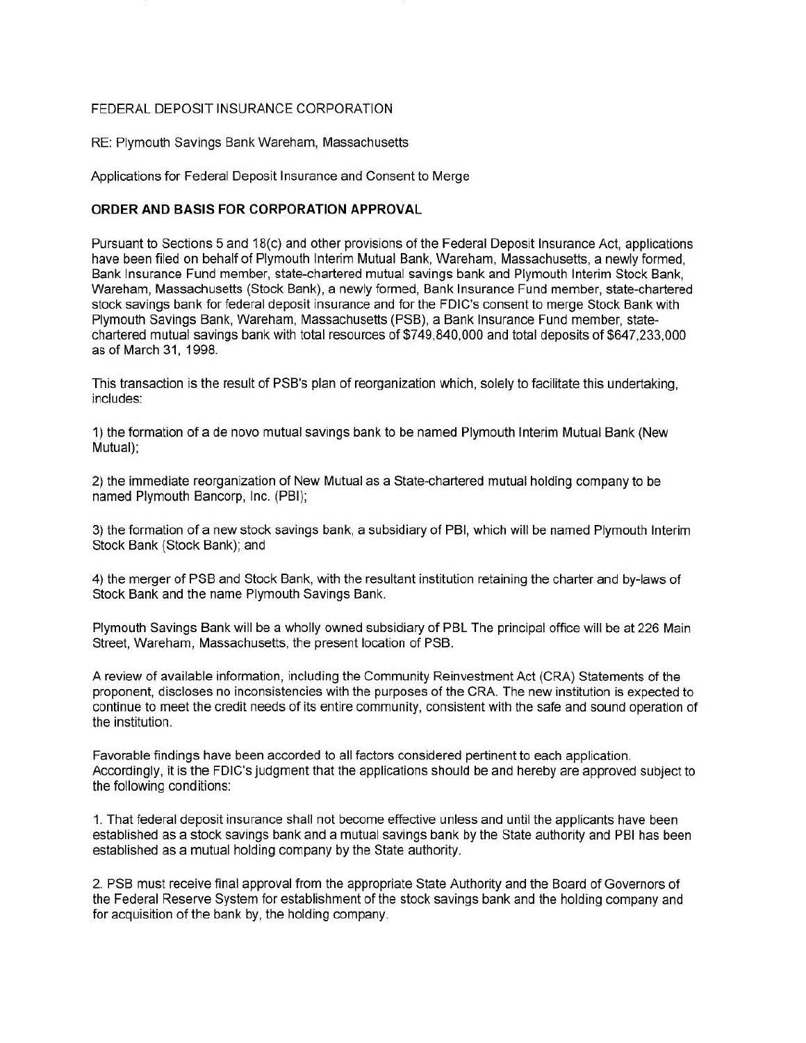FEDERAL DEPOSIT INSURANCE CORPORATION

RE: Plymouth Savings Bank Wareham, Massachusetts

Applications for Federal Deposit Insurance and Consent to Merge

## ORDER AND BASIS FOR CORPORATION APPROVAL

Pursuant to Sections 5 and 18(c) and other provisions of the Federal Deposit Insurance Act, applications have been filed on behalf of Plymouth Interim Mutual Bank, Wareham, Massachusetts, a newly formed, Bank Insurance Fund member, state-chartered mutual savings bank and Plymouth Interim Stock Bank, Wareham, Massachusetts (Stock Bank), a newly formed, Bank Insurance Fund member, state-chartered stock savings bank for federal deposit insurance and for the FDIC's consent to merge Stock Bank with Plymouth Savings Bank, Wareham, Massachusetts (PSB), a Bank Insurance Fund member, state-chartered mutual savings bank with total resources of $749,840,000 and total deposits of $647,233,000 as of March 31, 1998.

This transaction is the result of PSB's plan of reorganization which, solely to facilitate this undertaking, includes:

1) the formation of a de novo mutual savings bank to be named Plymouth Interim Mutual Bank (New Mutual);

2) the immediate reorganization of New Mutual as a State-chartered mutual holding company to be named Plymouth Bancorp, Inc. (PBI);

3) the formation of a new stock savings bank, a subsidiary of PBI, which will be named Plymouth Interim Stock Bank (Stock Bank); and

4) the merger of PSB and Stock Bank, with the resultant institution retaining the charter and by-laws of Stock Bank and the name Plymouth Savings Bank.

Plymouth Savings Bank will be a wholly owned subsidiary of PBI. The principal office will be at 226 Main Street, Wareham, Massachusetts, the present location of PSB.

A review of available information, including the Community Reinvestment Act (CRA) Statements of the proponent, discloses no inconsistencies with the purposes of the CRA. The new institution is expected to continue to meet the credit needs of its entire community, consistent with the safe and sound operation of the institution.

Favorable findings have been accorded to all factors considered pertinent to each application. Accordingly, it is the FDIC's judgment that the applications should be and hereby are approved subject to the following conditions:

1. That federal deposit insurance shall not become effective unless and until the applicants have been established as a stock savings bank and a mutual savings bank by the State authority and PBI has been established as a mutual holding company by the State authority.

2. PSB must receive final approval from the appropriate State Authority and the Board of Governors of the Federal Reserve System for establishment of the stock savings bank and the holding company and for acquisition of the bank by, the holding company.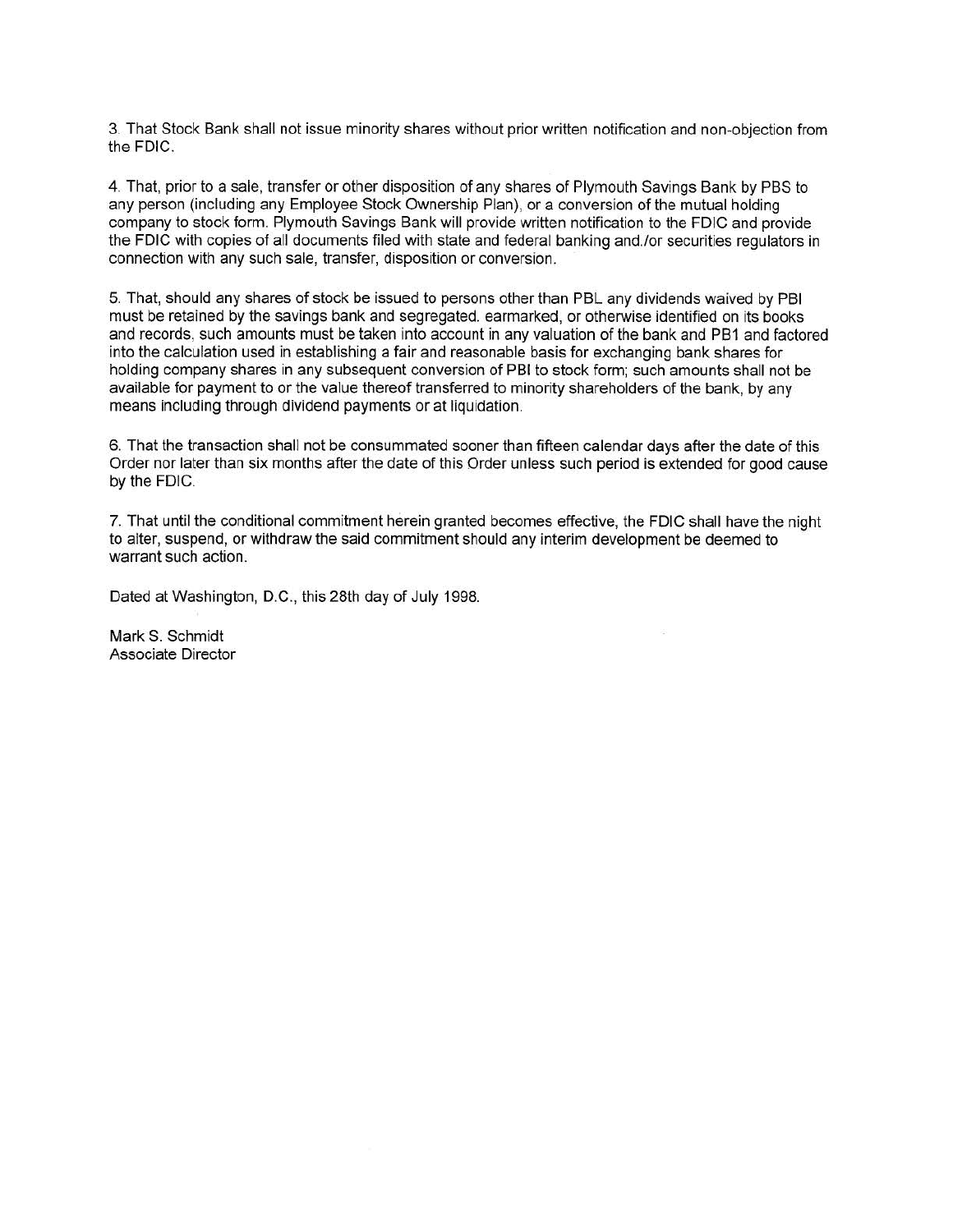3. That Stock Bank shall not issue minority shares without prior written notification and non-objection from the FDIC.

4. That, prior to a sale, transfer or other disposition of any shares of Plymouth Savings Bank by PBS to any person (including any Employee Stock Ownership Plan), or a conversion of the mutual holding company to stock form. Plymouth Savings Bank will provide written notification to the FDIC and provide the FDIC with copies of all documents filed with state and federal banking and./or securities regulators in connection with any such sale, transfer, disposition or conversion.

5. That, should any shares of stock be issued to persons other than PBL any dividends waived by PBI must be retained by the savings bank and segregated. earmarked, or otherwise identified on its books and records. such amounts must be taken into account in any valuation of the bank and PB1 and factored into the calculation used in establishing a fair and reasonable basis for exchanging bank shares for holding company shares in any subsequent conversion of PBI to stock form; such amounts shall not be available for payment to or the value thereof transferred to minority shareholders of the bank, by any means including through dividend payments or at liquidation.

6. That the transaction shall not be consummated sooner than fifteen calendar days after the date of this Order nor later than six months after the date of this Order unless such period is extended for good cause by the FDIC.

7. That until the conditional commitment herein granted becomes effective, the FDIC shall have the night to alter, suspend, or withdraw the said commitment should any interim development be deemed to warrant such action.

Dated at Washington, D.C., this 28th day of July 1998.

Mark S. Schmidt
Associate Director